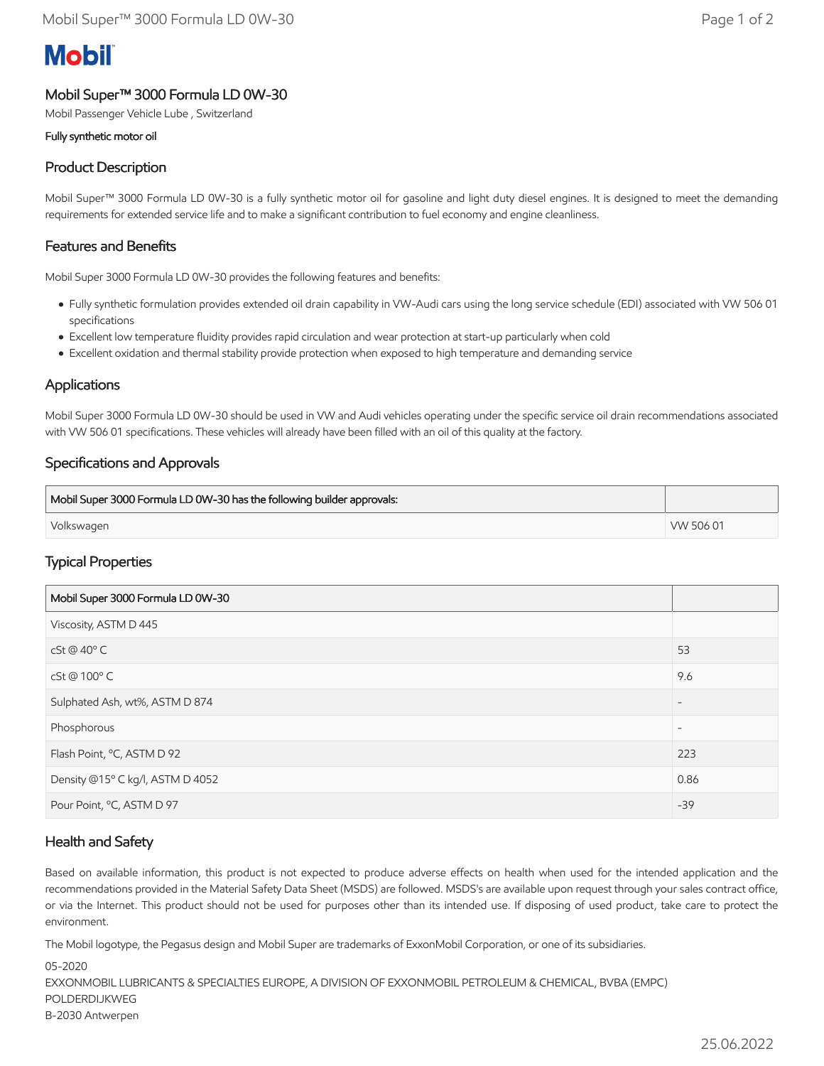# Mobil

## Mobil Super™ 3000 Formula LD 0W-30

Mobil Passenger Vehicle Lube , Switzerland

Fully synthetic motor oil

### Product Description

Mobil Super™ 3000 Formula LD 0W-30 is a fully synthetic motor oil for gasoline and light duty diesel engines. It is designed to meet the demanding requirements for extended service life and to make a significant contribution to fuel economy and engine cleanliness.

### Features and Benefits

Mobil Super 3000 Formula LD 0W-30 provides the following features and benefits:

- Fully synthetic formulation provides extended oil drain capability in VW-Audi cars using the long service schedule (EDI) associated with VW 506 01 specifications
- Excellent low temperature fluidity provides rapid circulation and wear protection at start-up particularly when cold
- Excellent oxidation and thermal stability provide protection when exposed to high temperature and demanding service

### Applications

Mobil Super 3000 Formula LD 0W-30 should be used in VW and Audi vehicles operating under the specific service oil drain recommendations associated with VW 506 01 specifications. These vehicles will already have been filled with an oil of this quality at the factory.

### Specifications and Approvals

| Mobil Super 3000 Formula LD 0W-30 has the following builder approvals: | |
|---|---|
| Volkswagen | VW 506 01 |

### Typical Properties

| Mobil Super 3000 Formula LD 0W-30 | |
|---|---|
| Viscosity, ASTM D 445 | |
| cSt @ 40° C | 53 |
| cSt @ 100° C | 9.6 |
| Sulphated Ash, wt%, ASTM D 874 | - |
| Phosphorous | - |
| Flash Point, °C, ASTM D 92 | 223 |
| Density @15° C kg/l, ASTM D 4052 | 0.86 |
| Pour Point, °C, ASTM D 97 | -39 |

### Health and Safety

Based on available information, this product is not expected to produce adverse effects on health when used for the intended application and the recommendations provided in the Material Safety Data Sheet (MSDS) are followed. MSDS's are available upon request through your sales contract office, or via the Internet. This product should not be used for purposes other than its intended use. If disposing of used product, take care to protect the environment.

The Mobil logotype, the Pegasus design and Mobil Super are trademarks of ExxonMobil Corporation, or one of its subsidiaries.

05-2020
EXXONMOBIL LUBRICANTS & SPECIALTIES EUROPE, A DIVISION OF EXXONMOBIL PETROLEUM & CHEMICAL, BVBA (EMPC)
POLDERDIJKWEG
B-2030 Antwerpen

25.06.2022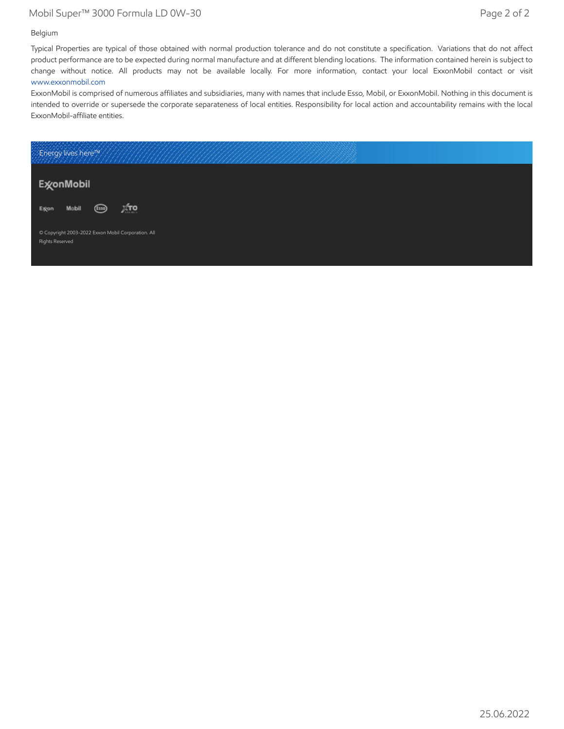Belgium

Typical Properties are typical of those obtained with normal production tolerance and do not constitute a specification. Variations that do not affect product performance are to be expected during normal manufacture and at different blending locations. The information contained herein is subject to change without notice. All products may not be available locally. For more information, contact your local ExxonMobil contact or visit www.exxonmobil.com

ExxonMobil is comprised of numerous affiliates and subsidiaries, many with names that include Esso, Mobil, or ExxonMobil. Nothing in this document is intended to override or supersede the corporate separateness of local entities. Responsibility for local action and accountability remains with the local ExxonMobil-affiliate entities.

Energy lives here™

ExxonMobil

Exxon Mobil Esso XTO

© Copyright 2003-2022 Exxon Mobil Corporation. All Rights Reserved

25.06.2022